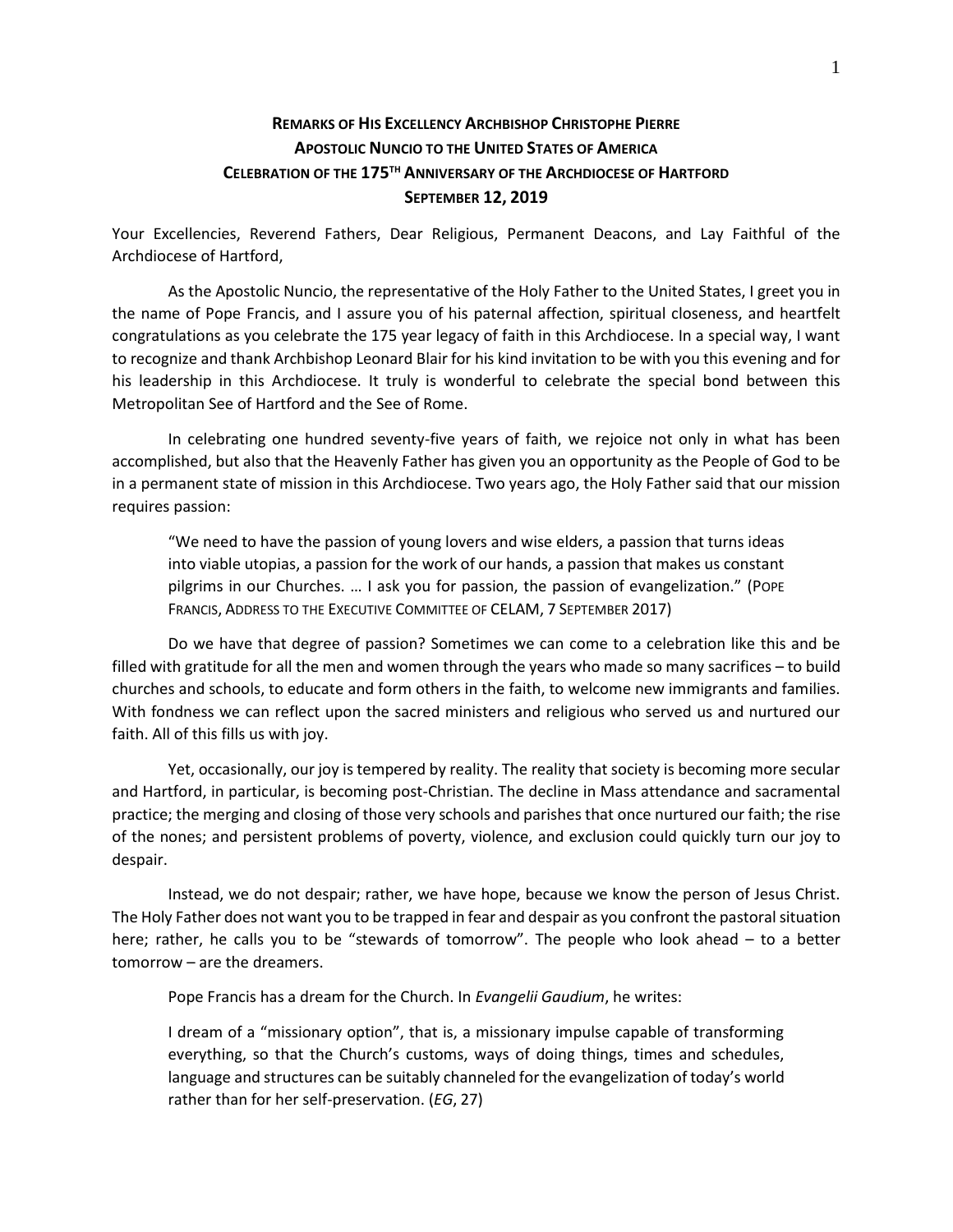# Remarks of His Excellency Archbishop Christophe Pierre
## Apostolic Nuncio to the United States of America
## Celebration of the 175th Anniversary of the Archdiocese of Hartford
## September 12, 2019

Your Excellencies, Reverend Fathers, Dear Religious, Permanent Deacons, and Lay Faithful of the Archdiocese of Hartford,

As the Apostolic Nuncio, the representative of the Holy Father to the United States, I greet you in the name of Pope Francis, and I assure you of his paternal affection, spiritual closeness, and heartfelt congratulations as you celebrate the 175 year legacy of faith in this Archdiocese. In a special way, I want to recognize and thank Archbishop Leonard Blair for his kind invitation to be with you this evening and for his leadership in this Archdiocese. It truly is wonderful to celebrate the special bond between this Metropolitan See of Hartford and the See of Rome.

In celebrating one hundred seventy-five years of faith, we rejoice not only in what has been accomplished, but also that the Heavenly Father has given you an opportunity as the People of God to be in a permanent state of mission in this Archdiocese. Two years ago, the Holy Father said that our mission requires passion:

> "We need to have the passion of young lovers and wise elders, a passion that turns ideas into viable utopias, a passion for the work of our hands, a passion that makes us constant pilgrims in our Churches. … I ask you for passion, the passion of evangelization." (Pope Francis, Address to the Executive Committee of CELAM, 7 September 2017)

Do we have that degree of passion? Sometimes we can come to a celebration like this and be filled with gratitude for all the men and women through the years who made so many sacrifices – to build churches and schools, to educate and form others in the faith, to welcome new immigrants and families. With fondness we can reflect upon the sacred ministers and religious who served us and nurtured our faith. All of this fills us with joy.

Yet, occasionally, our joy is tempered by reality. The reality that society is becoming more secular and Hartford, in particular, is becoming post-Christian. The decline in Mass attendance and sacramental practice; the merging and closing of those very schools and parishes that once nurtured our faith; the rise of the nones; and persistent problems of poverty, violence, and exclusion could quickly turn our joy to despair.

Instead, we do not despair; rather, we have hope, because we know the person of Jesus Christ. The Holy Father does not want you to be trapped in fear and despair as you confront the pastoral situation here; rather, he calls you to be "stewards of tomorrow". The people who look ahead – to a better tomorrow – are the dreamers.

Pope Francis has a dream for the Church. In *Evangelii Gaudium*, he writes:

> I dream of a "missionary option", that is, a missionary impulse capable of transforming everything, so that the Church's customs, ways of doing things, times and schedules, language and structures can be suitably channeled for the evangelization of today's world rather than for her self-preservation. (*EG*, 27)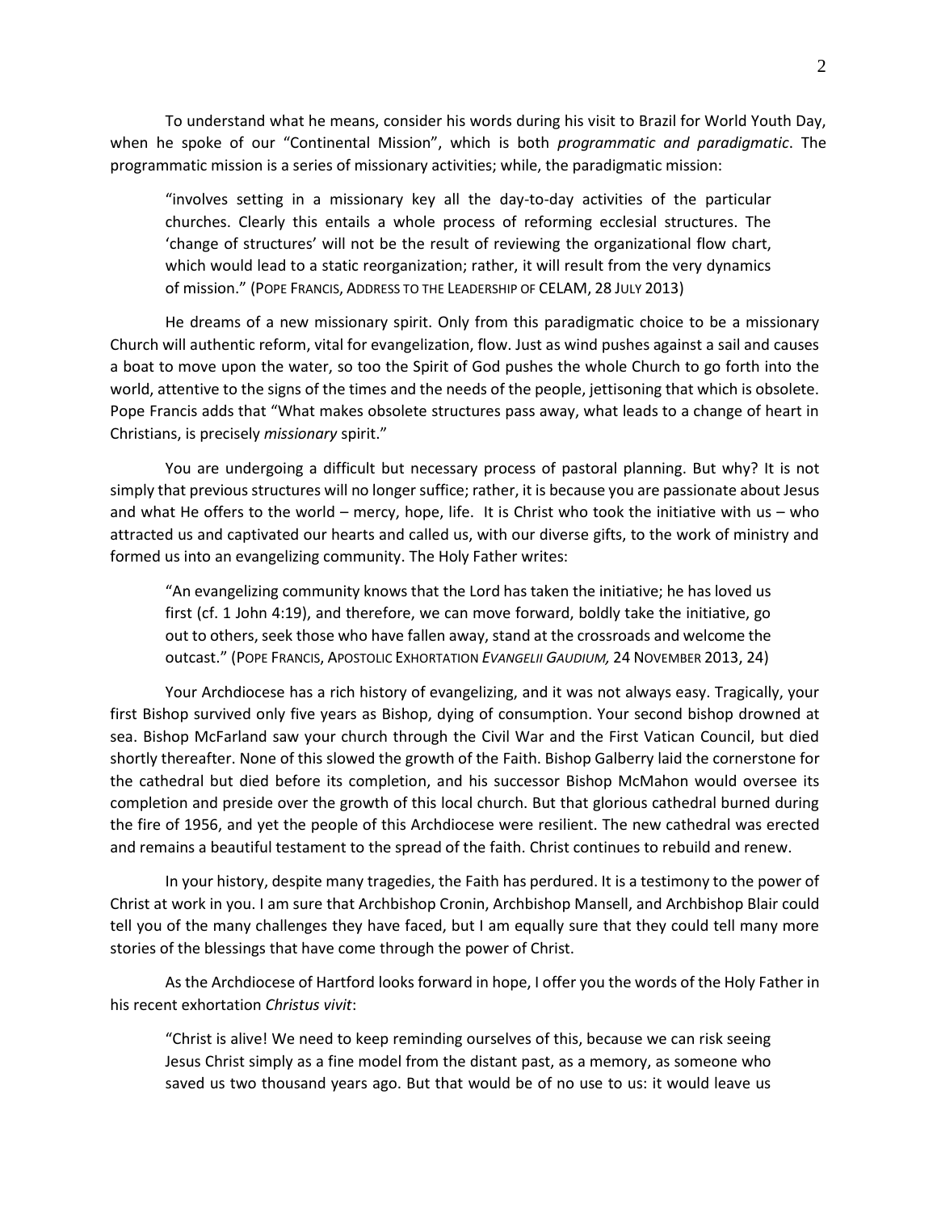To understand what he means, consider his words during his visit to Brazil for World Youth Day, when he spoke of our "Continental Mission", which is both *programmatic and paradigmatic*. The programmatic mission is a series of missionary activities; while, the paradigmatic mission:

> "involves setting in a missionary key all the day-to-day activities of the particular churches. Clearly this entails a whole process of reforming ecclesial structures. The 'change of structures' will not be the result of reviewing the organizational flow chart, which would lead to a static reorganization; rather, it will result from the very dynamics of mission." (POPE FRANCIS, ADDRESS TO THE LEADERSHIP OF CELAM, 28 JULY 2013)

He dreams of a new missionary spirit. Only from this paradigmatic choice to be a missionary Church will authentic reform, vital for evangelization, flow. Just as wind pushes against a sail and causes a boat to move upon the water, so too the Spirit of God pushes the whole Church to go forth into the world, attentive to the signs of the times and the needs of the people, jettisoning that which is obsolete. Pope Francis adds that "What makes obsolete structures pass away, what leads to a change of heart in Christians, is precisely *missionary* spirit."

You are undergoing a difficult but necessary process of pastoral planning. But why? It is not simply that previous structures will no longer suffice; rather, it is because you are passionate about Jesus and what He offers to the world – mercy, hope, life. It is Christ who took the initiative with us – who attracted us and captivated our hearts and called us, with our diverse gifts, to the work of ministry and formed us into an evangelizing community. The Holy Father writes:

> "An evangelizing community knows that the Lord has taken the initiative; he has loved us first (cf. 1 John 4:19), and therefore, we can move forward, boldly take the initiative, go out to others, seek those who have fallen away, stand at the crossroads and welcome the outcast." (POPE FRANCIS, APOSTOLIC EXHORTATION *EVANGELII GAUDIUM,* 24 NOVEMBER 2013, 24)

Your Archdiocese has a rich history of evangelizing, and it was not always easy. Tragically, your first Bishop survived only five years as Bishop, dying of consumption. Your second bishop drowned at sea. Bishop McFarland saw your church through the Civil War and the First Vatican Council, but died shortly thereafter. None of this slowed the growth of the Faith. Bishop Galberry laid the cornerstone for the cathedral but died before its completion, and his successor Bishop McMahon would oversee its completion and preside over the growth of this local church. But that glorious cathedral burned during the fire of 1956, and yet the people of this Archdiocese were resilient. The new cathedral was erected and remains a beautiful testament to the spread of the faith. Christ continues to rebuild and renew.

In your history, despite many tragedies, the Faith has perdured. It is a testimony to the power of Christ at work in you. I am sure that Archbishop Cronin, Archbishop Mansell, and Archbishop Blair could tell you of the many challenges they have faced, but I am equally sure that they could tell many more stories of the blessings that have come through the power of Christ.

As the Archdiocese of Hartford looks forward in hope, I offer you the words of the Holy Father in his recent exhortation *Christus vivit*:

> "Christ is alive! We need to keep reminding ourselves of this, because we can risk seeing Jesus Christ simply as a fine model from the distant past, as a memory, as someone who saved us two thousand years ago. But that would be of no use to us: it would leave us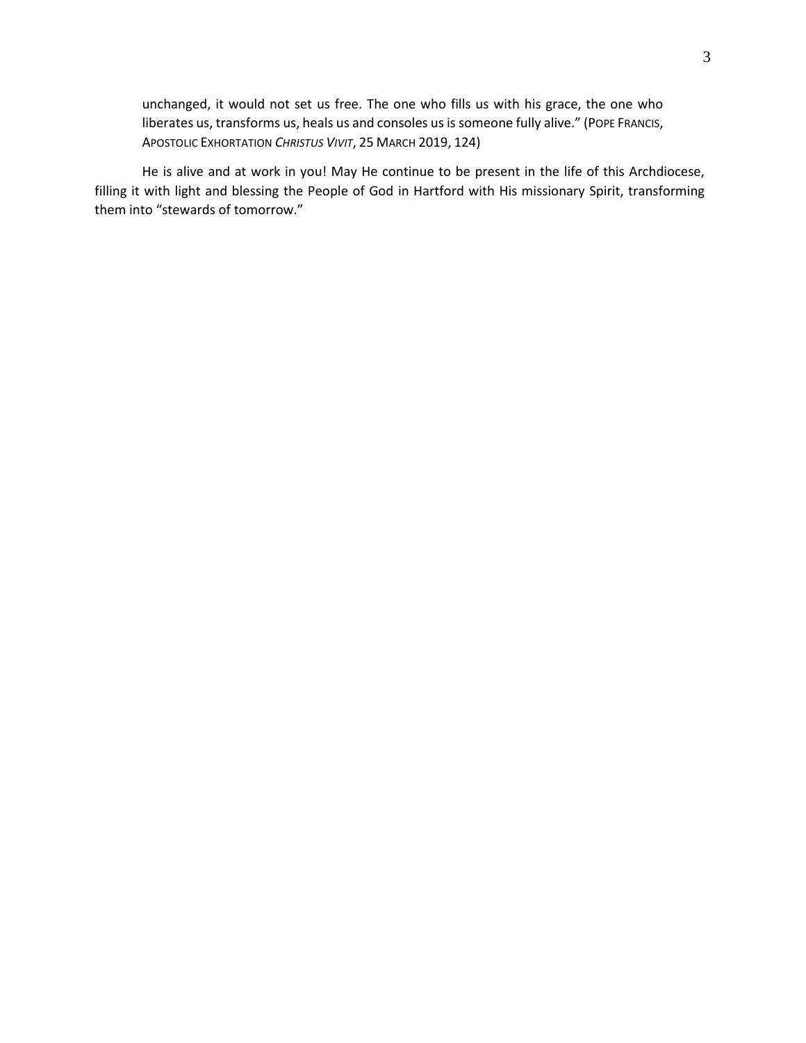unchanged, it would not set us free. The one who fills us with his grace, the one who liberates us, transforms us, heals us and consoles us is someone fully alive." (POPE FRANCIS, APOSTOLIC EXHORTATION *CHRISTUS VIVIT*, 25 MARCH 2019, 124)

He is alive and at work in you! May He continue to be present in the life of this Archdiocese, filling it with light and blessing the People of God in Hartford with His missionary Spirit, transforming them into "stewards of tomorrow."